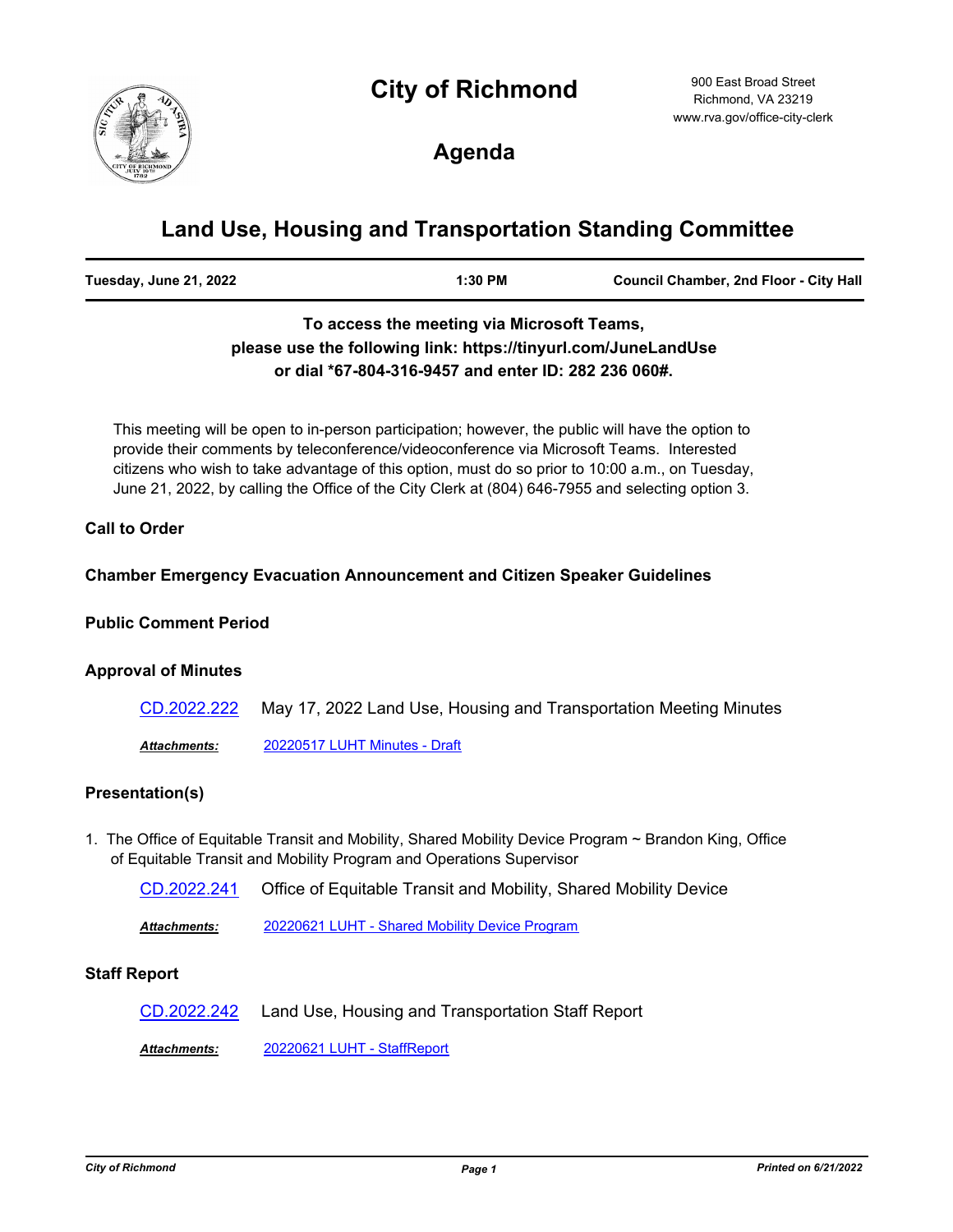# City of Richmond

900 East Broad Street
Richmond, VA 23219
www.rva.gov/office-city-clerk

## Agenda

# Land Use, Housing and Transportation Standing Committee

| Tuesday, June 21, 2022 | 1:30 PM | Council Chamber, 2nd Floor - City Hall |
|---|---|---|

**To access the meeting via Microsoft Teams, please use the following link: https://tinyurl.com/JuneLandUse or dial *67-804-316-9457 and enter ID: 282 236 060#.**

This meeting will be open to in-person participation; however, the public will have the option to provide their comments by teleconference/videoconference via Microsoft Teams. Interested citizens who wish to take advantage of this option, must do so prior to 10:00 a.m., on Tuesday, June 21, 2022, by calling the Office of the City Clerk at (804) 646-7955 and selecting option 3.

### Call to Order

### Chamber Emergency Evacuation Announcement and Citizen Speaker Guidelines

### Public Comment Period

### Approval of Minutes

CD.2022.222 May 17, 2022 Land Use, Housing and Transportation Meeting Minutes

***Attachments:*** 20220517 LUHT Minutes - Draft

### Presentation(s)

1. The Office of Equitable Transit and Mobility, Shared Mobility Device Program ~ Brandon King, Office of Equitable Transit and Mobility Program and Operations Supervisor

CD.2022.241 Office of Equitable Transit and Mobility, Shared Mobility Device

***Attachments:*** 20220621 LUHT - Shared Mobility Device Program

### Staff Report

CD.2022.242 Land Use, Housing and Transportation Staff Report

***Attachments:*** 20220621 LUHT - StaffReport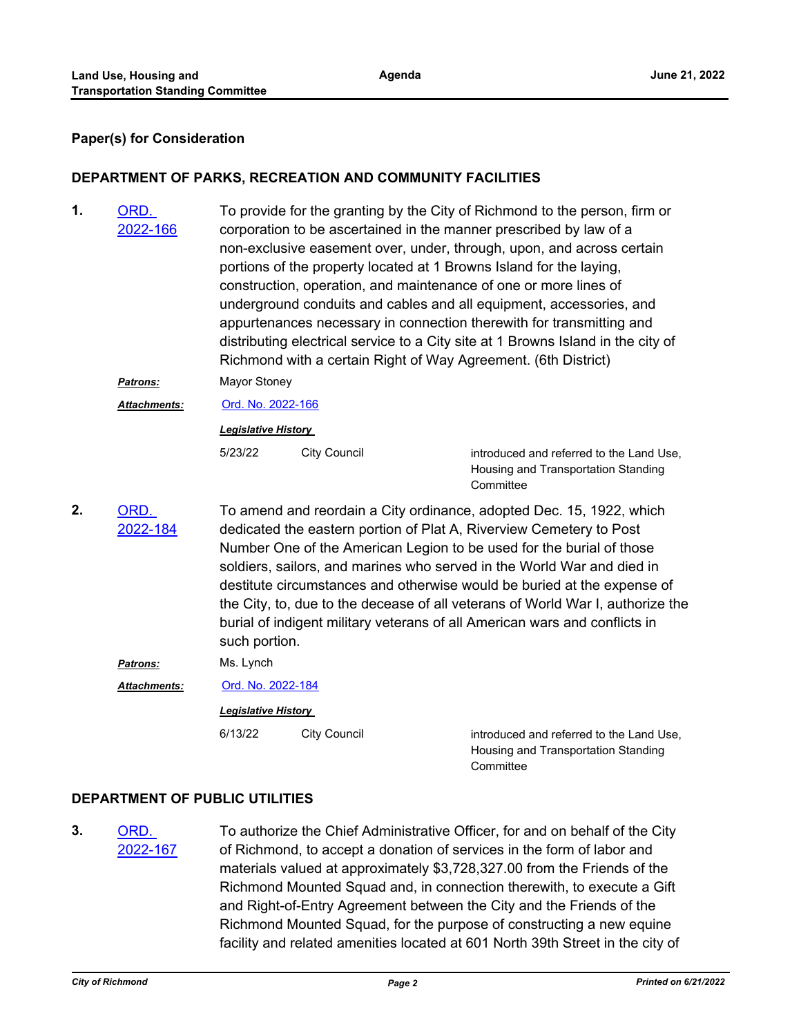## Paper(s) for Consideration

### DEPARTMENT OF PARKS, RECREATION AND COMMUNITY FACILITIES

**1.** [ORD. 2022-166]

To provide for the granting by the City of Richmond to the person, firm or corporation to be ascertained in the manner prescribed by law of a non-exclusive easement over, under, through, upon, and across certain portions of the property located at 1 Browns Island for the laying, construction, operation, and maintenance of one or more lines of underground conduits and cables and all equipment, accessories, and appurtenances necessary in connection therewith for transmitting and distributing electrical service to a City site at 1 Browns Island in the city of Richmond with a certain Right of Way Agreement. (6th District)

***Patrons:*** Mayor Stoney

***Attachments:*** Ord. No. 2022-166

***Legislative History***

| | | |
|---|---|---|
| 5/23/22 | City Council | introduced and referred to the Land Use, Housing and Transportation Standing Committee |

**2.** [ORD. 2022-184]

To amend and reordain a City ordinance, adopted Dec. 15, 1922, which dedicated the eastern portion of Plat A, Riverview Cemetery to Post Number One of the American Legion to be used for the burial of those soldiers, sailors, and marines who served in the World War and died in destitute circumstances and otherwise would be buried at the expense of the City, to, due to the decease of all veterans of World War I, authorize the burial of indigent military veterans of all American wars and conflicts in such portion.

***Patrons:*** Ms. Lynch

***Attachments:*** Ord. No. 2022-184

***Legislative History***

| | | |
|---|---|---|
| 6/13/22 | City Council | introduced and referred to the Land Use, Housing and Transportation Standing Committee |

### DEPARTMENT OF PUBLIC UTILITIES

**3.** [ORD. 2022-167]

To authorize the Chief Administrative Officer, for and on behalf of the City of Richmond, to accept a donation of services in the form of labor and materials valued at approximately $3,728,327.00 from the Friends of the Richmond Mounted Squad and, in connection therewith, to execute a Gift and Right-of-Entry Agreement between the City and the Friends of the Richmond Mounted Squad, for the purpose of constructing a new equine facility and related amenities located at 601 North 39th Street in the city of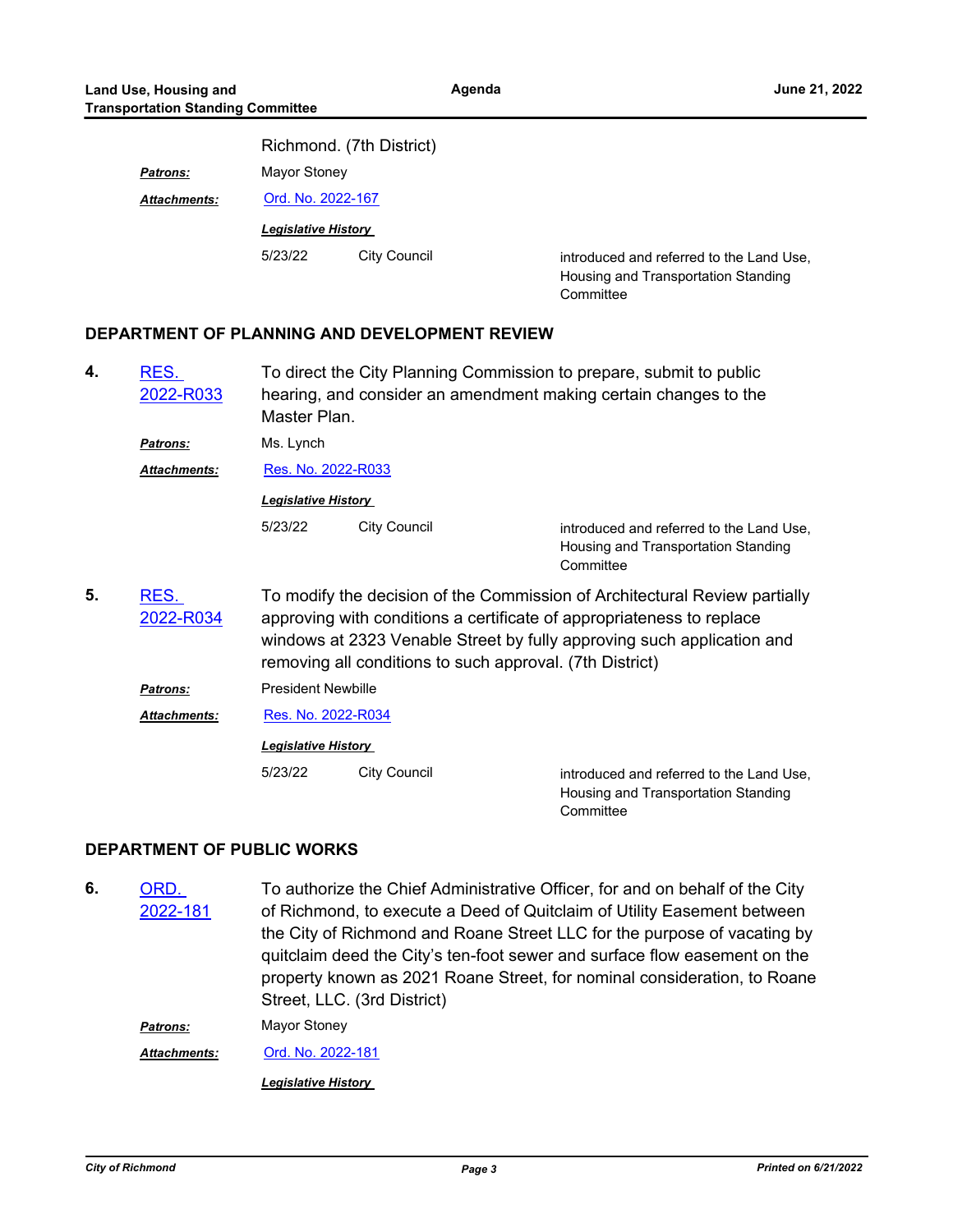Richmond. (7th District)

***Patrons:*** Mayor Stoney

***Attachments:*** Ord. No. 2022-167

***Legislative History***

| | | |
|---|---|---|
| 5/23/22 | City Council | introduced and referred to the Land Use, Housing and Transportation Standing Committee |

## DEPARTMENT OF PLANNING AND DEVELOPMENT REVIEW

**4.** RES. 2022-R033 — To direct the City Planning Commission to prepare, submit to public hearing, and consider an amendment making certain changes to the Master Plan.

***Patrons:*** Ms. Lynch

***Attachments:*** Res. No. 2022-R033

***Legislative History***

| | | |
|---|---|---|
| 5/23/22 | City Council | introduced and referred to the Land Use, Housing and Transportation Standing Committee |

**5.** RES. 2022-R034 — To modify the decision of the Commission of Architectural Review partially approving with conditions a certificate of appropriateness to replace windows at 2323 Venable Street by fully approving such application and removing all conditions to such approval. (7th District)

***Patrons:*** President Newbille

***Attachments:*** Res. No. 2022-R034

***Legislative History***

| | | |
|---|---|---|
| 5/23/22 | City Council | introduced and referred to the Land Use, Housing and Transportation Standing Committee |

## DEPARTMENT OF PUBLIC WORKS

**6.** ORD. 2022-181 — To authorize the Chief Administrative Officer, for and on behalf of the City of Richmond, to execute a Deed of Quitclaim of Utility Easement between the City of Richmond and Roane Street LLC for the purpose of vacating by quitclaim deed the City's ten-foot sewer and surface flow easement on the property known as 2021 Roane Street, for nominal consideration, to Roane Street, LLC. (3rd District)

***Patrons:*** Mayor Stoney

***Attachments:*** Ord. No. 2022-181

***Legislative History***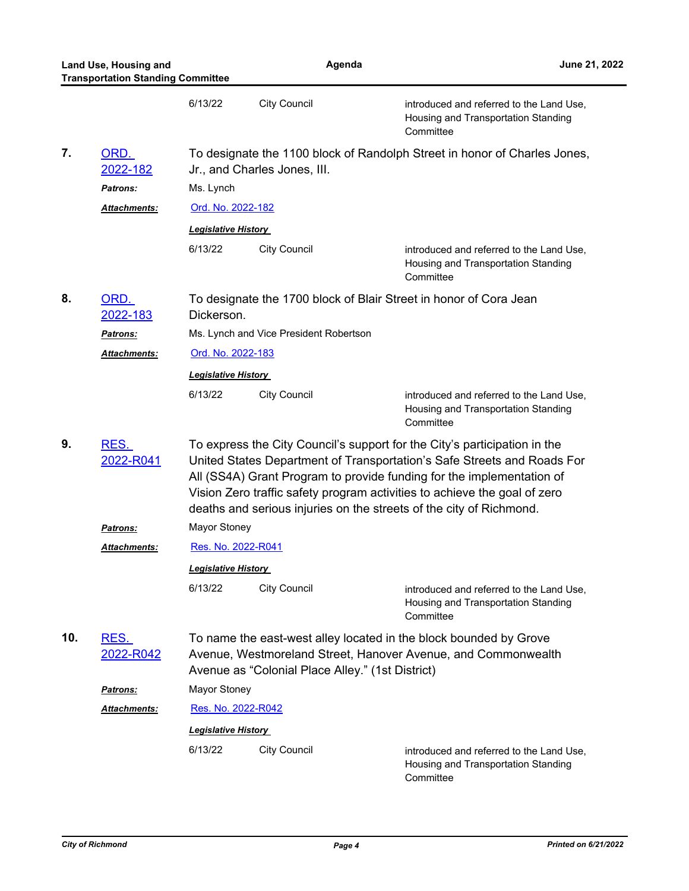| 6/13/22 | City Council | introduced and referred to the Land Use, Housing and Transportation Standing Committee |
|---|---|---|

**7. ORD. 2022-182** To designate the 1100 block of Randolph Street in honor of Charles Jones, Jr., and Charles Jones, III.

***Patrons:*** Ms. Lynch

***Attachments:*** Ord. No. 2022-182

***Legislative History***

| 6/13/22 | City Council | introduced and referred to the Land Use, Housing and Transportation Standing Committee |
|---|---|---|

**8. ORD. 2022-183** To designate the 1700 block of Blair Street in honor of Cora Jean Dickerson.

***Patrons:*** Ms. Lynch and Vice President Robertson

***Attachments:*** Ord. No. 2022-183

***Legislative History***

| 6/13/22 | City Council | introduced and referred to the Land Use, Housing and Transportation Standing Committee |
|---|---|---|

**9. RES. 2022-R041** To express the City Council's support for the City's participation in the United States Department of Transportation's Safe Streets and Roads For All (SS4A) Grant Program to provide funding for the implementation of Vision Zero traffic safety program activities to achieve the goal of zero deaths and serious injuries on the streets of the city of Richmond.

***Patrons:*** Mayor Stoney

***Attachments:*** Res. No. 2022-R041

***Legislative History***

| 6/13/22 | City Council | introduced and referred to the Land Use, Housing and Transportation Standing Committee |
|---|---|---|

**10. RES. 2022-R042** To name the east-west alley located in the block bounded by Grove Avenue, Westmoreland Street, Hanover Avenue, and Commonwealth Avenue as "Colonial Place Alley." (1st District)

***Patrons:*** Mayor Stoney

***Attachments:*** Res. No. 2022-R042

***Legislative History***

| 6/13/22 | City Council | introduced and referred to the Land Use, Housing and Transportation Standing Committee |
|---|---|---|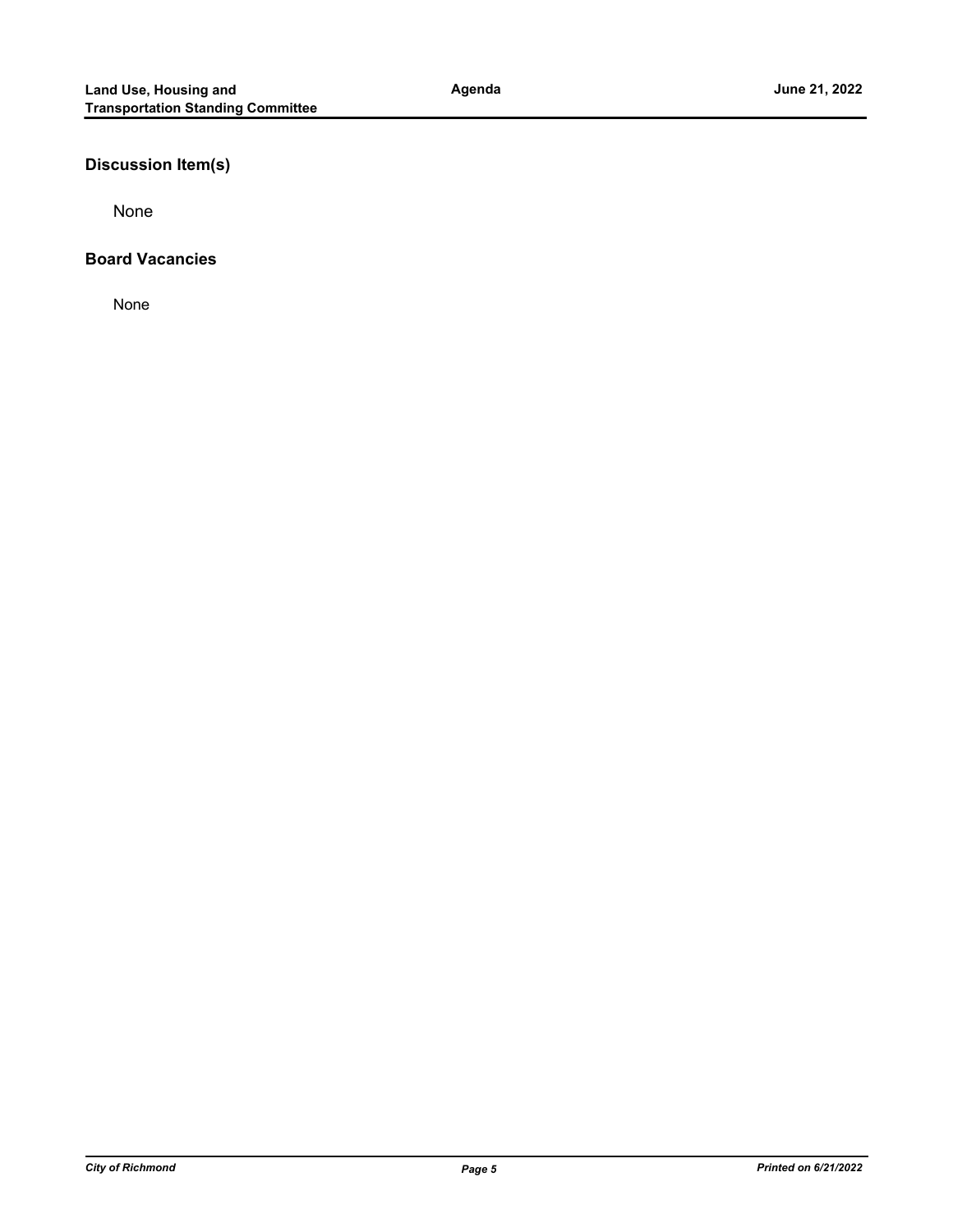## Discussion Item(s)

None

## Board Vacancies

None